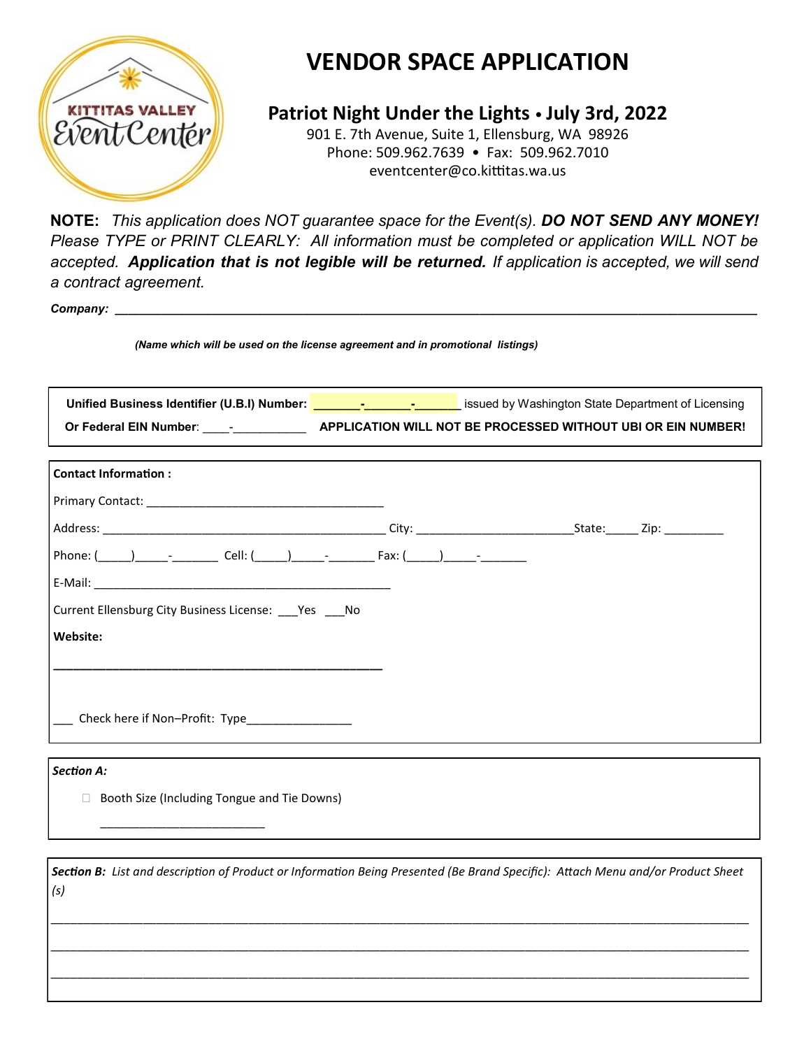# VENDOR SPACE APPLICATION

## Patriot Night Under the Lights • July 3rd, 2022

901 E. 7th Avenue, Suite 1, Ellensburg, WA 98926
Phone: 509.962.7639 • Fax: 509.962.7010
eventcenter@co.kittitas.wa.us

**NOTE:** *This application does NOT guarantee space for the Event(s).* ***DO NOT SEND ANY MONEY!*** *Please TYPE or PRINT CLEARLY: All information must be completed or application WILL NOT be accepted.* ***Application that is not legible will be returned.*** *If application is accepted, we will send a contract agreement.*

***Company:*** ______________________________________________________________________________

***(Name which will be used on the license agreement and in promotional listings)***

**Unified Business Identifier (U.B.I) Number:** _______-_______-_______ issued by Washington State Department of Licensing

**Or Federal EIN Number**: ____-___________ **APPLICATION WILL NOT BE PROCESSED WITHOUT UBI OR EIN NUMBER!**

**Contact Information :**

Primary Contact: ____________________________________

Address: ____________________________________________ City: ________________________State:_____ Zip: _________

Phone: (_____)_____-_______ Cell: (_____)_____-_______ Fax: (_____)_____-_______

E-Mail: ______________________________________________

Current Ellensburg City Business License: ___Yes ___No

**Website:**

__________________________________________________

___ Check here if Non–Profit: Type________________

***Section A:***

☐ Booth Size (Including Tongue and Tie Downs)

_________________________

***Section B:*** *List and description of Product or Information Being Presented (Be Brand Specific): Attach Menu and/or Product Sheet (s)*

______________________________________________________________________________________________

______________________________________________________________________________________________

______________________________________________________________________________________________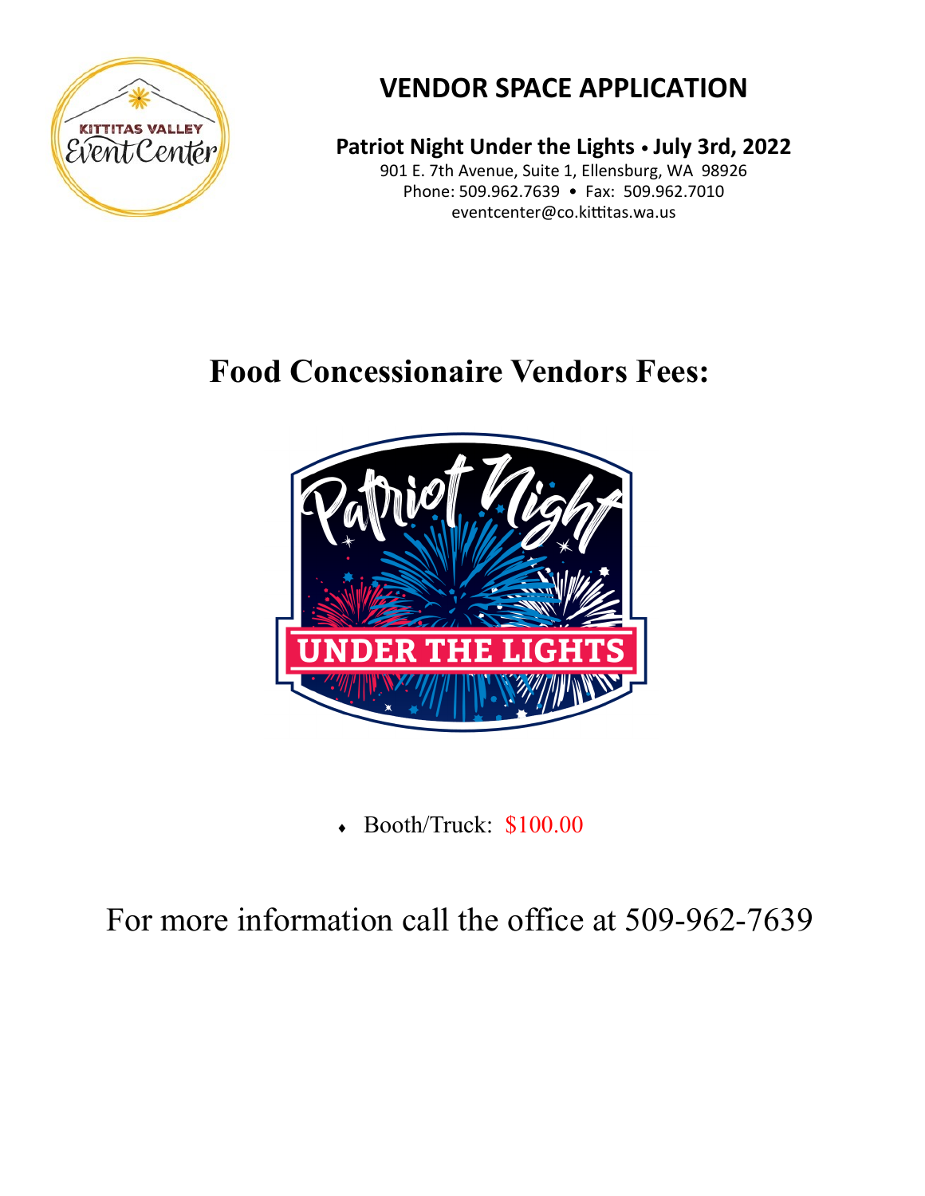# VENDOR SPACE APPLICATION

**Patriot Night Under the Lights • July 3rd, 2022**

901 E. 7th Avenue, Suite 1, Ellensburg, WA 98926
Phone: 509.962.7639 • Fax: 509.962.7010
eventcenter@co.kittitas.wa.us

## Food Concessionaire Vendors Fees:

- Booth/Truck: $100.00

For more information call the office at 509-962-7639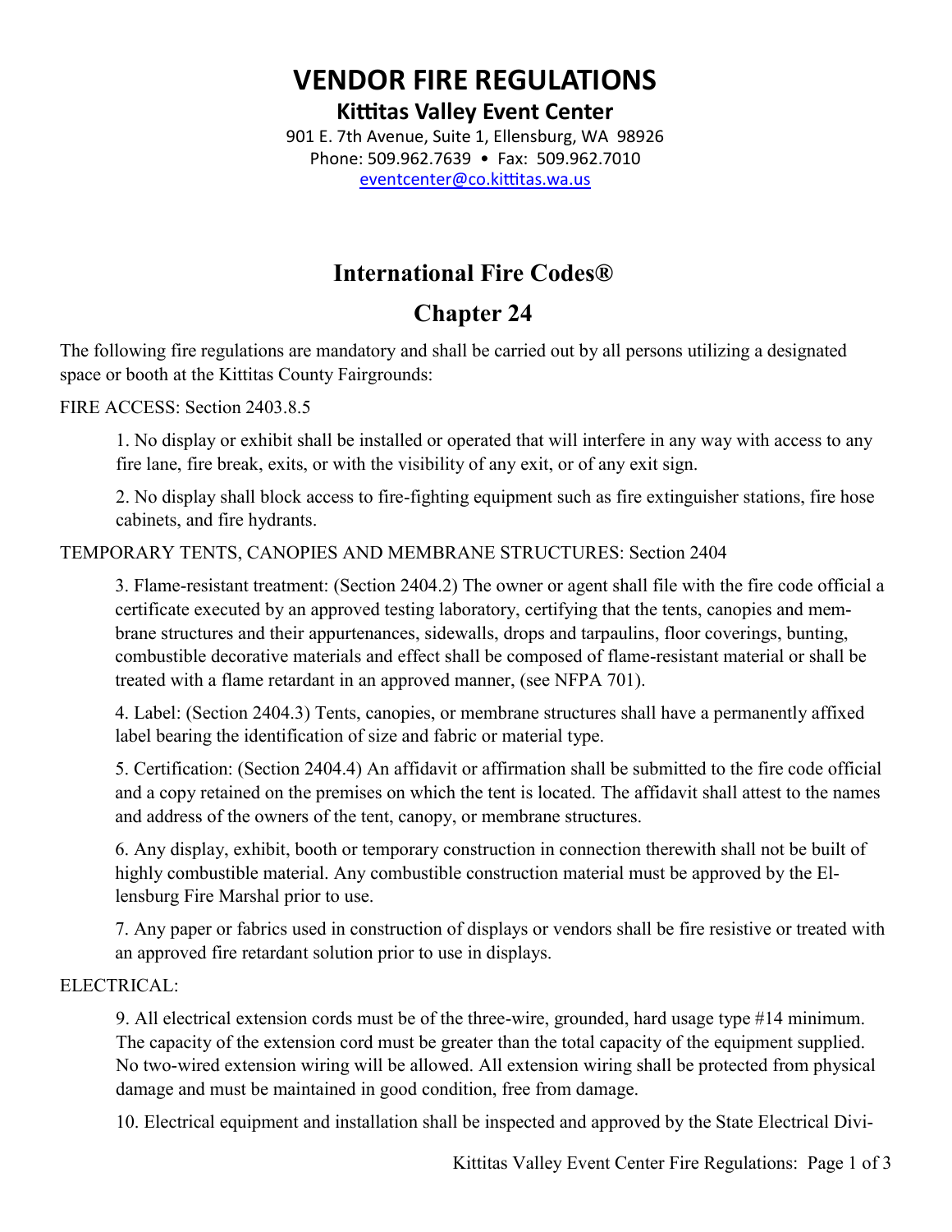# VENDOR FIRE REGULATIONS

## Kittitas Valley Event Center

901 E. 7th Avenue, Suite 1, Ellensburg, WA 98926
Phone: 509.962.7639 • Fax: 509.962.7010
eventcenter@co.kittitas.wa.us

## International Fire Codes®

## Chapter 24

The following fire regulations are mandatory and shall be carried out by all persons utilizing a designated space or booth at the Kittitas County Fairgrounds:

FIRE ACCESS: Section 2403.8.5

1. No display or exhibit shall be installed or operated that will interfere in any way with access to any fire lane, fire break, exits, or with the visibility of any exit, or of any exit sign.

2. No display shall block access to fire-fighting equipment such as fire extinguisher stations, fire hose cabinets, and fire hydrants.

TEMPORARY TENTS, CANOPIES AND MEMBRANE STRUCTURES: Section 2404

3. Flame-resistant treatment: (Section 2404.2) The owner or agent shall file with the fire code official a certificate executed by an approved testing laboratory, certifying that the tents, canopies and membrane structures and their appurtenances, sidewalls, drops and tarpaulins, floor coverings, bunting, combustible decorative materials and effect shall be composed of flame-resistant material or shall be treated with a flame retardant in an approved manner, (see NFPA 701).

4. Label: (Section 2404.3) Tents, canopies, or membrane structures shall have a permanently affixed label bearing the identification of size and fabric or material type.

5. Certification: (Section 2404.4) An affidavit or affirmation shall be submitted to the fire code official and a copy retained on the premises on which the tent is located. The affidavit shall attest to the names and address of the owners of the tent, canopy, or membrane structures.

6. Any display, exhibit, booth or temporary construction in connection therewith shall not be built of highly combustible material. Any combustible construction material must be approved by the Ellensburg Fire Marshal prior to use.

7. Any paper or fabrics used in construction of displays or vendors shall be fire resistive or treated with an approved fire retardant solution prior to use in displays.

ELECTRICAL:

9. All electrical extension cords must be of the three-wire, grounded, hard usage type #14 minimum. The capacity of the extension cord must be greater than the total capacity of the equipment supplied. No two-wired extension wiring will be allowed. All extension wiring shall be protected from physical damage and must be maintained in good condition, free from damage.

10. Electrical equipment and installation shall be inspected and approved by the State Electrical Divi-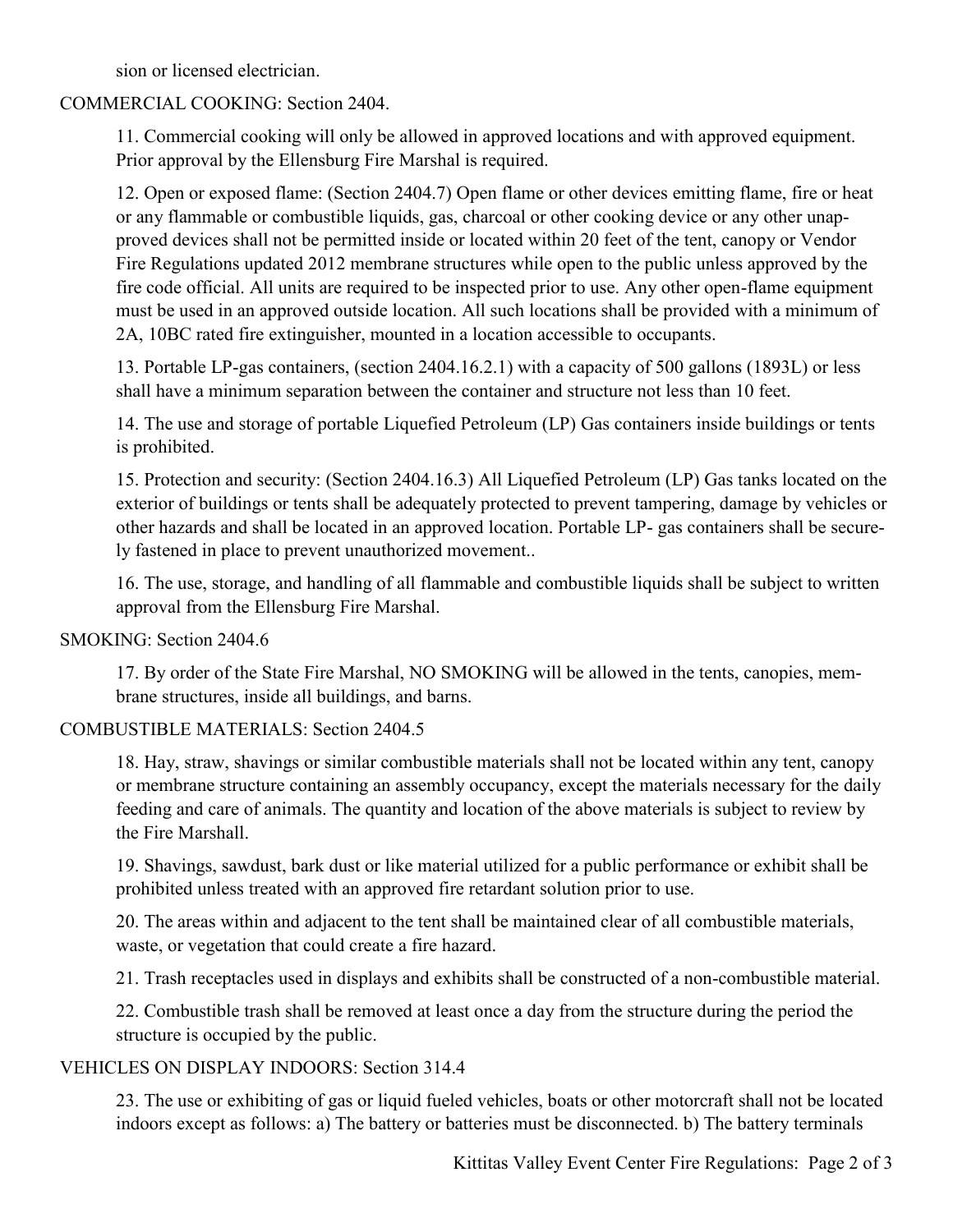sion or licensed electrician.

COMMERCIAL COOKING: Section 2404.

11. Commercial cooking will only be allowed in approved locations and with approved equipment. Prior approval by the Ellensburg Fire Marshal is required.

12. Open or exposed flame: (Section 2404.7) Open flame or other devices emitting flame, fire or heat or any flammable or combustible liquids, gas, charcoal or other cooking device or any other unapproved devices shall not be permitted inside or located within 20 feet of the tent, canopy or Vendor Fire Regulations updated 2012 membrane structures while open to the public unless approved by the fire code official. All units are required to be inspected prior to use. Any other open-flame equipment must be used in an approved outside location. All such locations shall be provided with a minimum of 2A, 10BC rated fire extinguisher, mounted in a location accessible to occupants.

13. Portable LP-gas containers, (section 2404.16.2.1) with a capacity of 500 gallons (1893L) or less shall have a minimum separation between the container and structure not less than 10 feet.

14. The use and storage of portable Liquefied Petroleum (LP) Gas containers inside buildings or tents is prohibited.

15. Protection and security: (Section 2404.16.3) All Liquefied Petroleum (LP) Gas tanks located on the exterior of buildings or tents shall be adequately protected to prevent tampering, damage by vehicles or other hazards and shall be located in an approved location. Portable LP- gas containers shall be securely fastened in place to prevent unauthorized movement..

16. The use, storage, and handling of all flammable and combustible liquids shall be subject to written approval from the Ellensburg Fire Marshal.

SMOKING: Section 2404.6

17. By order of the State Fire Marshal, NO SMOKING will be allowed in the tents, canopies, membrane structures, inside all buildings, and barns.

COMBUSTIBLE MATERIALS: Section 2404.5

18. Hay, straw, shavings or similar combustible materials shall not be located within any tent, canopy or membrane structure containing an assembly occupancy, except the materials necessary for the daily feeding and care of animals. The quantity and location of the above materials is subject to review by the Fire Marshall.

19. Shavings, sawdust, bark dust or like material utilized for a public performance or exhibit shall be prohibited unless treated with an approved fire retardant solution prior to use.

20. The areas within and adjacent to the tent shall be maintained clear of all combustible materials, waste, or vegetation that could create a fire hazard.

21. Trash receptacles used in displays and exhibits shall be constructed of a non-combustible material.

22. Combustible trash shall be removed at least once a day from the structure during the period the structure is occupied by the public.

VEHICLES ON DISPLAY INDOORS: Section 314.4

23. The use or exhibiting of gas or liquid fueled vehicles, boats or other motorcraft shall not be located indoors except as follows: a) The battery or batteries must be disconnected. b) The battery terminals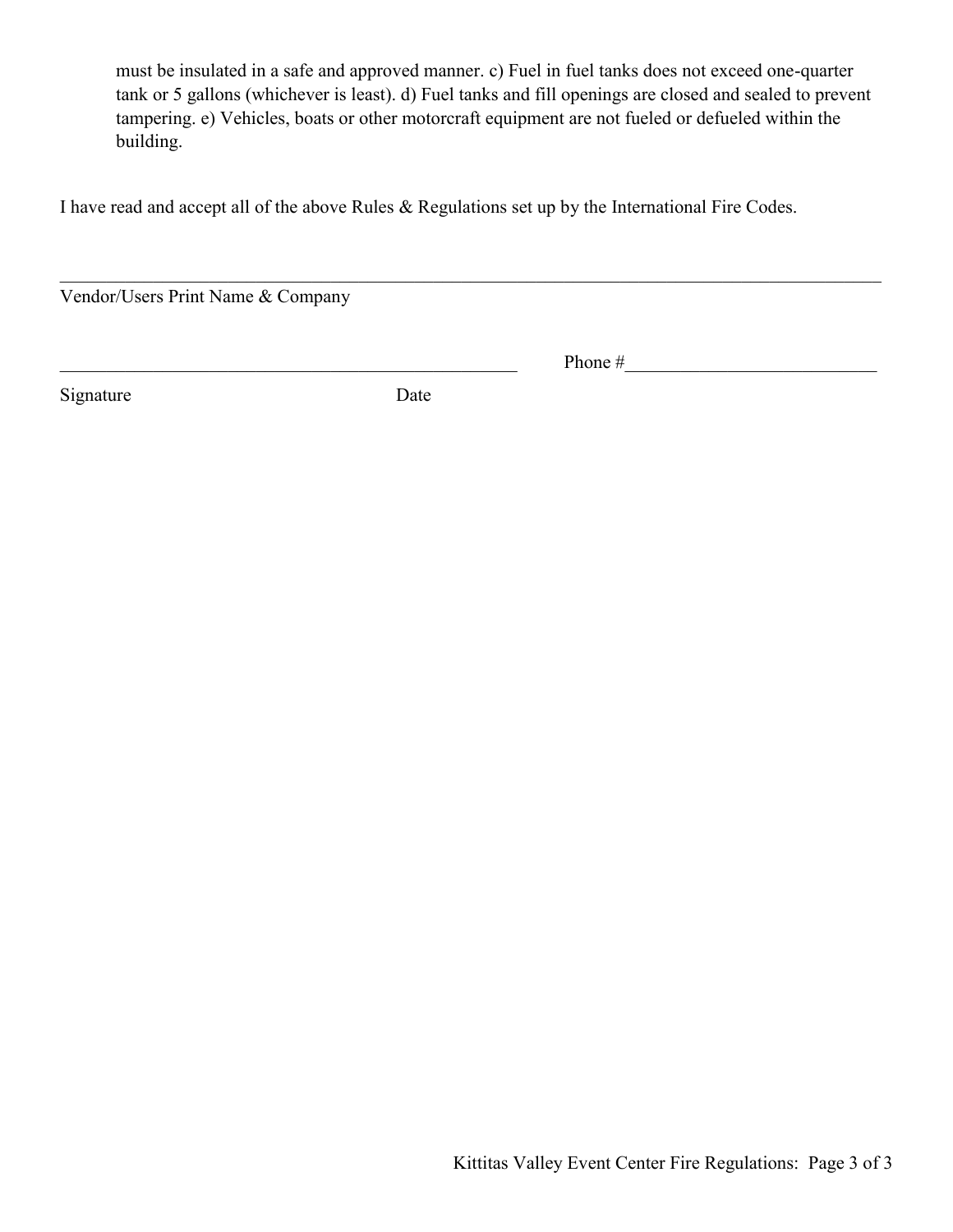must be insulated in a safe and approved manner. c) Fuel in fuel tanks does not exceed one-quarter tank or 5 gallons (whichever is least). d) Fuel tanks and fill openings are closed and sealed to prevent tampering. e) Vehicles, boats or other motorcraft equipment are not fueled or defueled within the building.

I have read and accept all of the above Rules & Regulations set up by the International Fire Codes.

_______________________________________________________________________________________

Vendor/Users Print Name & Company

_______________________________________________ Phone #__________________________

Signature Date